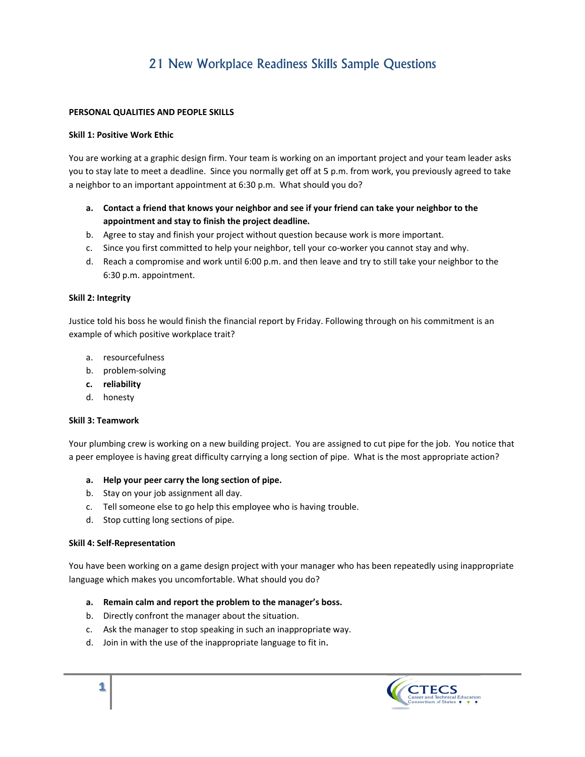# 21 New Workplace Readiness Skills Sample Questions

**PERSONAL QUALITIES AND PEOPLE SKILLS**

**Skill 1: Positive Work Ethic**

You are working at a graphic design firm. Your team is working on an important project and your team leader asks you to stay late to meet a deadline. Since you normally get off at 5 p.m. from work, you previously agreed to take a neighbor to an important appointment at 6:30 p.m. What should you do?

- **a. Contact a friend that knows your neighbor and see if your friend can take your neighbor to the appointment and stay to finish the project deadline.**
- b. Agree to stay and finish your project without question because work is more important.
- c. Since you first committed to help your neighbor, tell your co-worker you cannot stay and why.
- d. Reach a compromise and work until 6:00 p.m. and then leave and try to still take your neighbor to the 6:30 p.m. appointment.

**Skill 2: Integrity**

Justice told his boss he would finish the financial report by Friday. Following through on his commitment is an example of which positive workplace trait?

- a. resourcefulness
- b. problem-solving
- **c. reliability**
- d. honesty

**Skill 3: Teamwork**

Your plumbing crew is working on a new building project. You are assigned to cut pipe for the job. You notice that a peer employee is having great difficulty carrying a long section of pipe. What is the most appropriate action?

- **a. Help your peer carry the long section of pipe.**
- b. Stay on your job assignment all day.
- c. Tell someone else to go help this employee who is having trouble.
- d. Stop cutting long sections of pipe.

**Skill 4: Self-Representation**

You have been working on a game design project with your manager who has been repeatedly using inappropriate language which makes you uncomfortable. What should you do?

- **a. Remain calm and report the problem to the manager's boss.**
- b. Directly confront the manager about the situation.
- c. Ask the manager to stop speaking in such an inappropriate way.
- d. Join in with the use of the inappropriate language to fit in.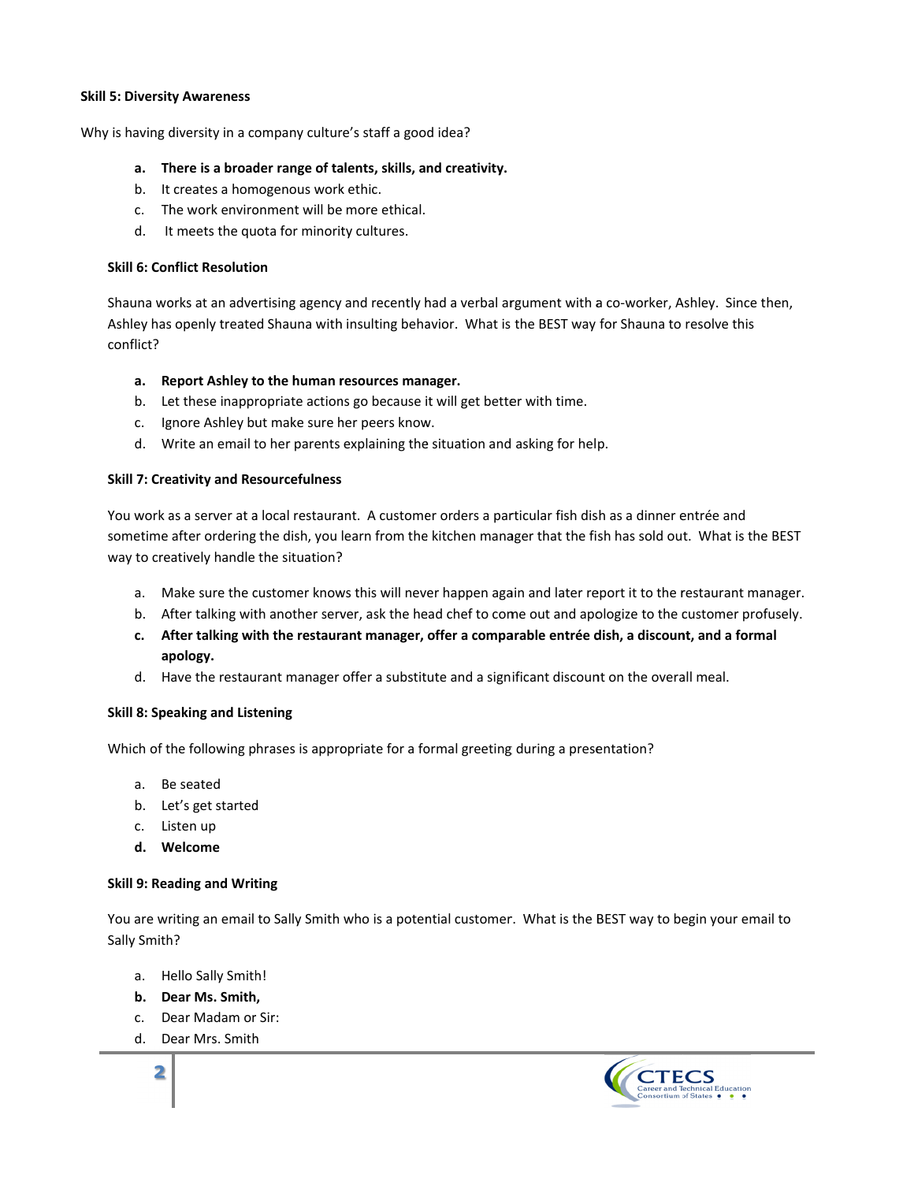**Skill 5: Diversity Awareness**

Why is having diversity in a company culture's staff a good idea?

- a. **There is a broader range of talents, skills, and creativity.**
- b. It creates a homogenous work ethic.
- c. The work environment will be more ethical.
- d. It meets the quota for minority cultures.

**Skill 6: Conflict Resolution**

Shauna works at an advertising agency and recently had a verbal argument with a co-worker, Ashley. Since then, Ashley has openly treated Shauna with insulting behavior. What is the BEST way for Shauna to resolve this conflict?

- a. **Report Ashley to the human resources manager.**
- b. Let these inappropriate actions go because it will get better with time.
- c. Ignore Ashley but make sure her peers know.
- d. Write an email to her parents explaining the situation and asking for help.

**Skill 7: Creativity and Resourcefulness**

You work as a server at a local restaurant. A customer orders a particular fish dish as a dinner entrée and sometime after ordering the dish, you learn from the kitchen manager that the fish has sold out. What is the BEST way to creatively handle the situation?

- a. Make sure the customer knows this will never happen again and later report it to the restaurant manager.
- b. After talking with another server, ask the head chef to come out and apologize to the customer profusely.
- c. **After talking with the restaurant manager, offer a comparable entrée dish, a discount, and a formal apology.**
- d. Have the restaurant manager offer a substitute and a significant discount on the overall meal.

**Skill 8: Speaking and Listening**

Which of the following phrases is appropriate for a formal greeting during a presentation?

- a. Be seated
- b. Let's get started
- c. Listen up
- d. **Welcome**

**Skill 9: Reading and Writing**

You are writing an email to Sally Smith who is a potential customer. What is the BEST way to begin your email to Sally Smith?

- a. Hello Sally Smith!
- b. **Dear Ms. Smith,**
- c. Dear Madam or Sir:
- d. Dear Mrs. Smith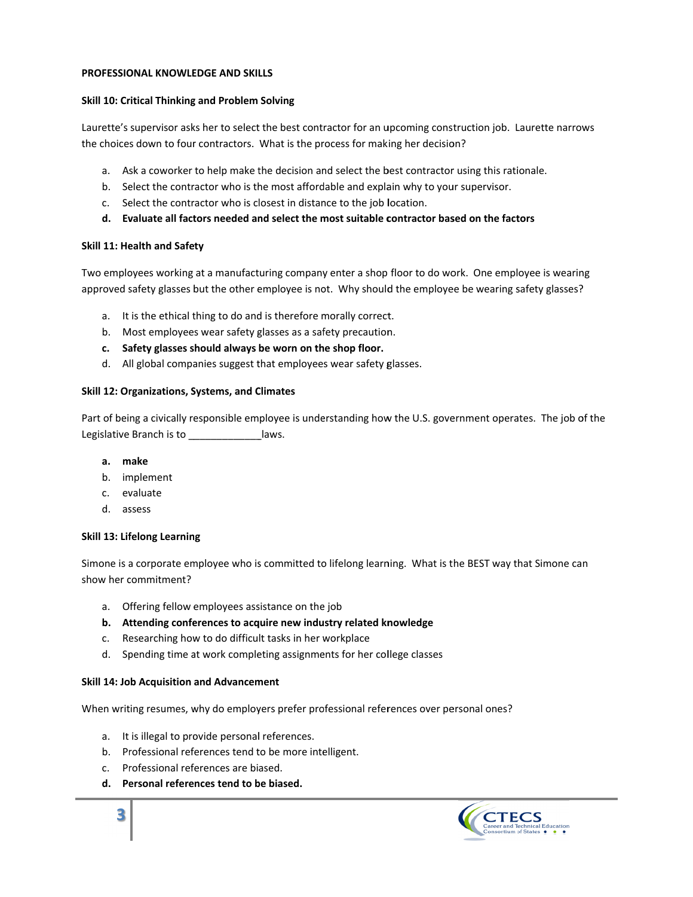**PROFESSIONAL KNOWLEDGE AND SKILLS**

**Skill 10: Critical Thinking and Problem Solving**

Laurette's supervisor asks her to select the best contractor for an upcoming construction job. Laurette narrows the choices down to four contractors. What is the process for making her decision?

a. Ask a coworker to help make the decision and select the best contractor using this rationale.
b. Select the contractor who is the most affordable and explain why to your supervisor.
c. Select the contractor who is closest in distance to the job location.
**d. Evaluate all factors needed and select the most suitable contractor based on the factors**

**Skill 11: Health and Safety**

Two employees working at a manufacturing company enter a shop floor to do work. One employee is wearing approved safety glasses but the other employee is not. Why should the employee be wearing safety glasses?

a. It is the ethical thing to do and is therefore morally correct.
b. Most employees wear safety glasses as a safety precaution.
**c. Safety glasses should always be worn on the shop floor.**
d. All global companies suggest that employees wear safety glasses.

**Skill 12: Organizations, Systems, and Climates**

Part of being a civically responsible employee is understanding how the U.S. government operates. The job of the Legislative Branch is to _____________laws.

**a. make**
b. implement
c. evaluate
d. assess

**Skill 13: Lifelong Learning**

Simone is a corporate employee who is committed to lifelong learning. What is the BEST way that Simone can show her commitment?

a. Offering fellow employees assistance on the job
**b. Attending conferences to acquire new industry related knowledge**
c. Researching how to do difficult tasks in her workplace
d. Spending time at work completing assignments for her college classes

**Skill 14: Job Acquisition and Advancement**

When writing resumes, why do employers prefer professional references over personal ones?

a. It is illegal to provide personal references.
b. Professional references tend to be more intelligent.
c. Professional references are biased.
**d. Personal references tend to be biased.**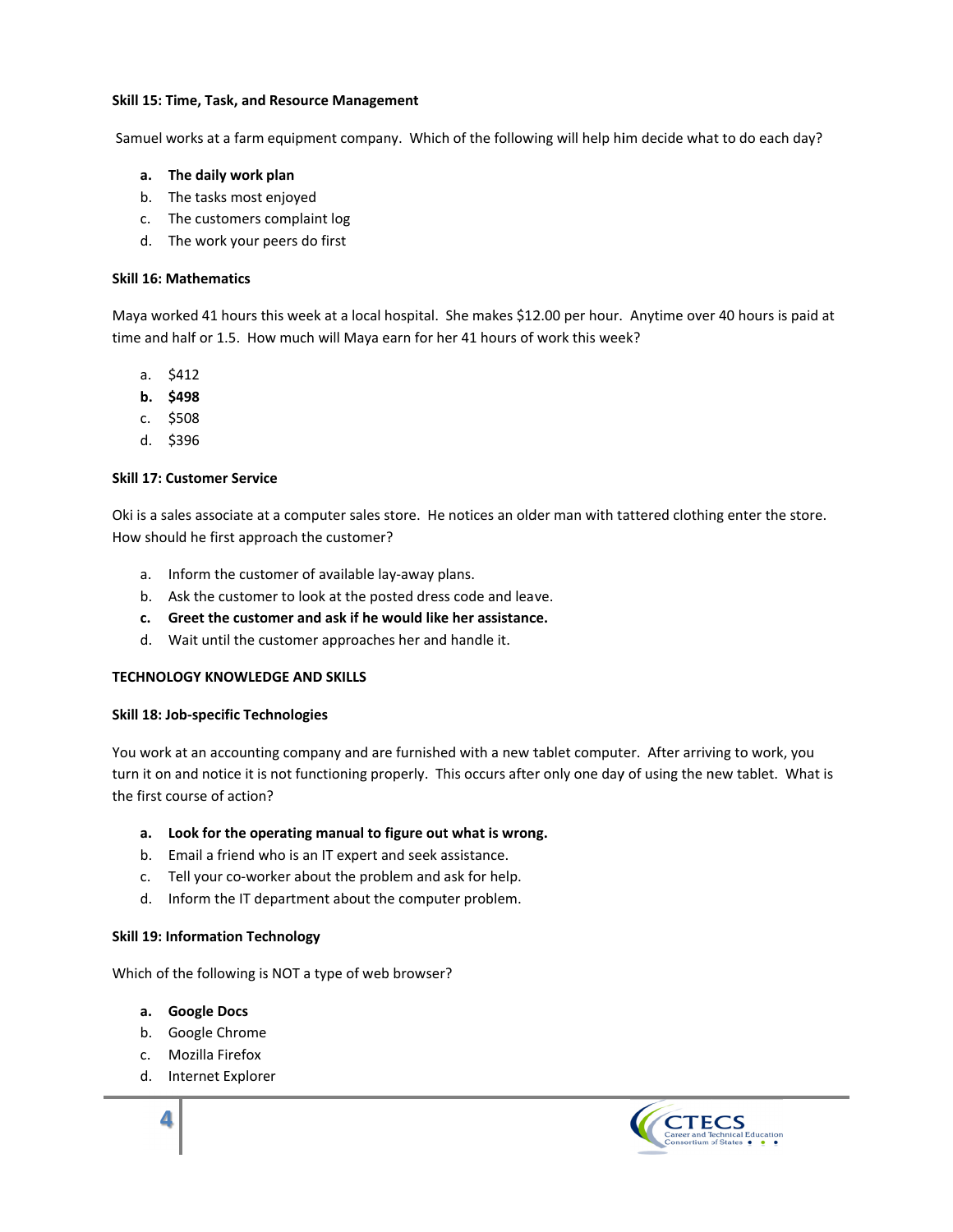**Skill 15: Time, Task, and Resource Management**

Samuel works at a farm equipment company. Which of the following will help him decide what to do each day?

- **a. The daily work plan**
- b. The tasks most enjoyed
- c. The customers complaint log
- d. The work your peers do first

**Skill 16: Mathematics**

Maya worked 41 hours this week at a local hospital. She makes $12.00 per hour. Anytime over 40 hours is paid at time and half or 1.5. How much will Maya earn for her 41 hours of work this week?

- a. $412
- **b. $498**
- c. $508
- d. $396

**Skill 17: Customer Service**

Oki is a sales associate at a computer sales store. He notices an older man with tattered clothing enter the store. How should he first approach the customer?

- a. Inform the customer of available lay-away plans.
- b. Ask the customer to look at the posted dress code and leave.
- **c. Greet the customer and ask if he would like her assistance.**
- d. Wait until the customer approaches her and handle it.

**TECHNOLOGY KNOWLEDGE AND SKILLS**

**Skill 18: Job-specific Technologies**

You work at an accounting company and are furnished with a new tablet computer. After arriving to work, you turn it on and notice it is not functioning properly. This occurs after only one day of using the new tablet. What is the first course of action?

- **a. Look for the operating manual to figure out what is wrong.**
- b. Email a friend who is an IT expert and seek assistance.
- c. Tell your co-worker about the problem and ask for help.
- d. Inform the IT department about the computer problem.

**Skill 19: Information Technology**

Which of the following is NOT a type of web browser?

- **a. Google Docs**
- b. Google Chrome
- c. Mozilla Firefox
- d. Internet Explorer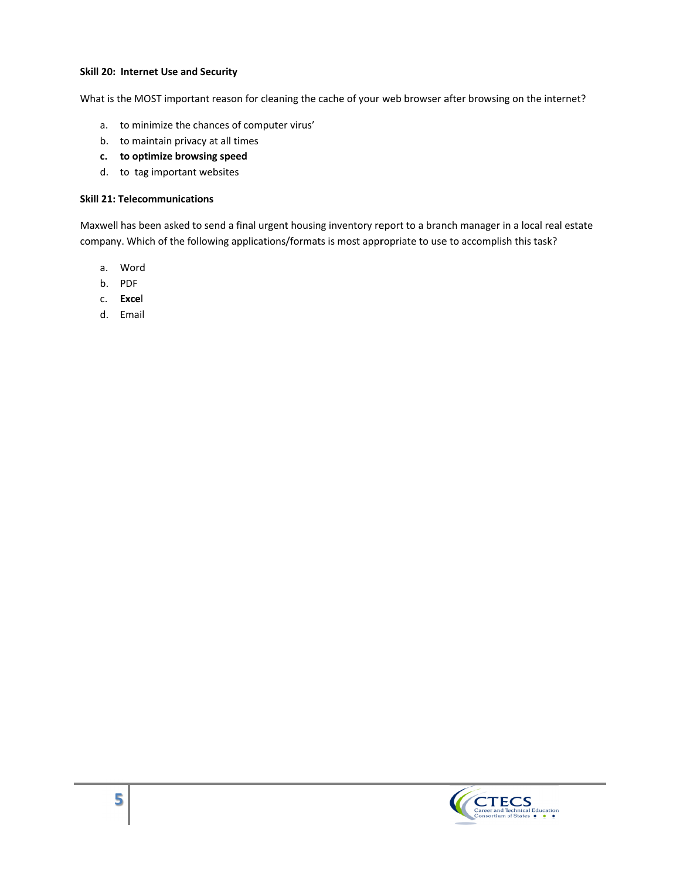**Skill 20: Internet Use and Security**

What is the MOST important reason for cleaning the cache of your web browser after browsing on the internet?

a. to minimize the chances of computer virus'
b. to maintain privacy at all times
**c. to optimize browsing speed**
d. to tag important websites

**Skill 21: Telecommunications**

Maxwell has been asked to send a final urgent housing inventory report to a branch manager in a local real estate company. Which of the following applications/formats is most appropriate to use to accomplish this task?

a. Word
b. PDF
c. **Exce**l
d. Email